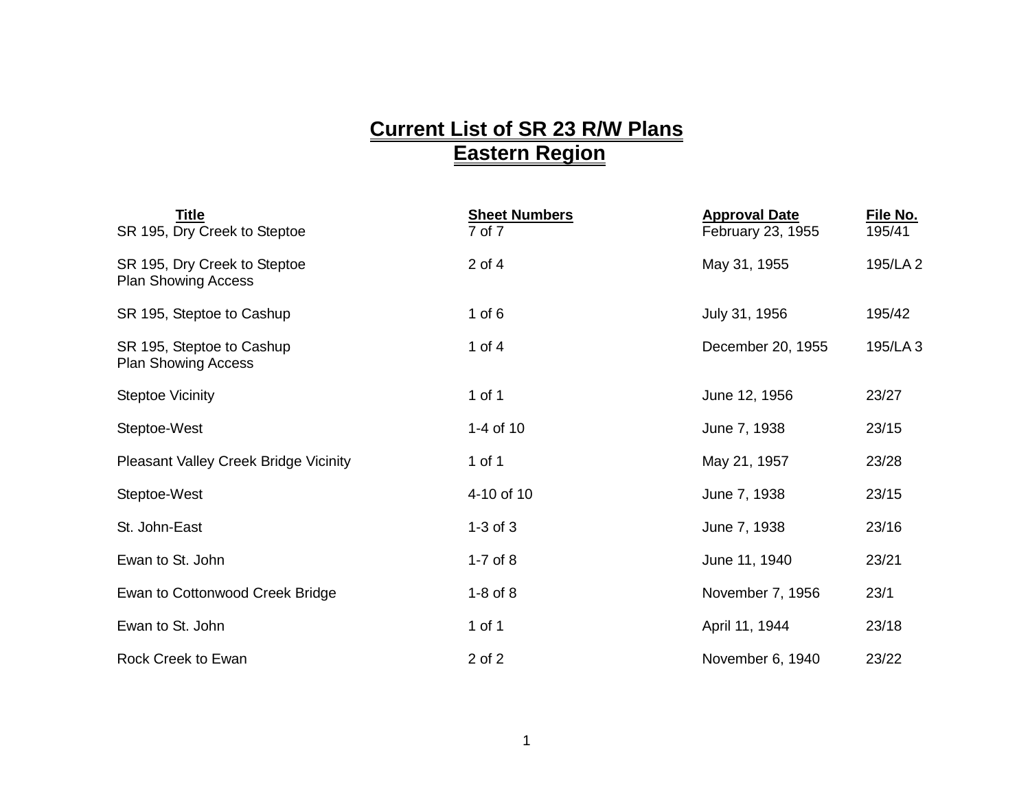# Current List of SR 23 R/W Plans
# Eastern Region

| Title | Sheet Numbers | Approval Date | File No. |
|---|---|---|---|
| SR 195, Dry Creek to Steptoe | 7 of 7 | February 23, 1955 | 195/41 |
| SR 195, Dry Creek to Steptoe Plan Showing Access | 2 of 4 | May 31, 1955 | 195/LA 2 |
| SR 195, Steptoe to Cashup | 1 of 6 | July 31, 1956 | 195/42 |
| SR 195, Steptoe to Cashup Plan Showing Access | 1 of 4 | December 20, 1955 | 195/LA 3 |
| Steptoe Vicinity | 1 of 1 | June 12, 1956 | 23/27 |
| Steptoe-West | 1-4 of 10 | June 7, 1938 | 23/15 |
| Pleasant Valley Creek Bridge Vicinity | 1 of 1 | May 21, 1957 | 23/28 |
| Steptoe-West | 4-10 of 10 | June 7, 1938 | 23/15 |
| St. John-East | 1-3 of 3 | June 7, 1938 | 23/16 |
| Ewan to St. John | 1-7 of 8 | June 11, 1940 | 23/21 |
| Ewan to Cottonwood Creek Bridge | 1-8 of 8 | November 7, 1956 | 23/1 |
| Ewan to St. John | 1 of 1 | April 11, 1944 | 23/18 |
| Rock Creek to Ewan | 2 of 2 | November 6, 1940 | 23/22 |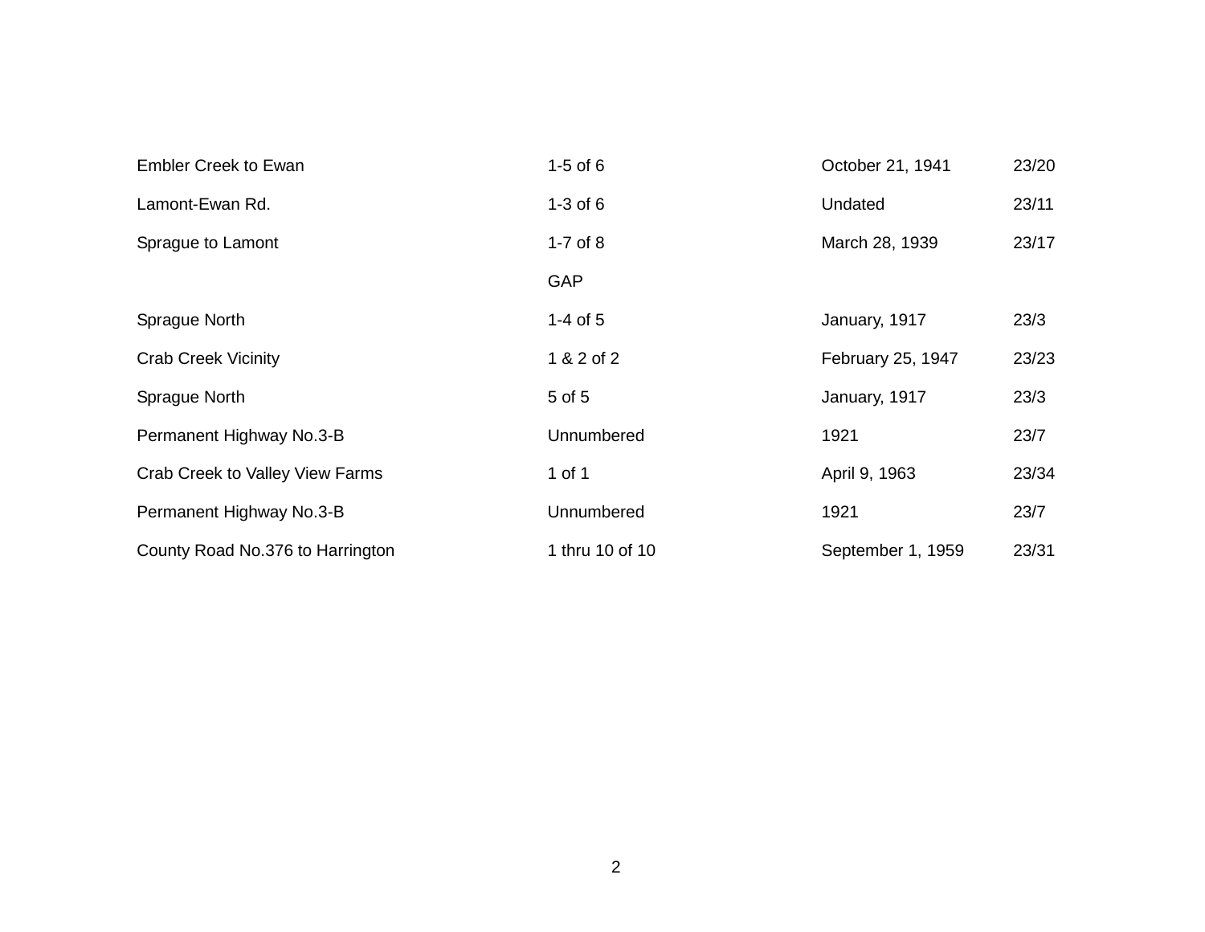| | | | |
|---|---|---|---|
| Embler Creek to Ewan | 1-5 of 6 | October 21, 1941 | 23/20 |
| Lamont-Ewan Rd. | 1-3 of 6 | Undated | 23/11 |
| Sprague to Lamont | 1-7 of 8 | March 28, 1939 | 23/17 |
| | GAP | | |
| Sprague North | 1-4 of 5 | January, 1917 | 23/3 |
| Crab Creek Vicinity | 1 & 2 of 2 | February 25, 1947 | 23/23 |
| Sprague North | 5 of 5 | January, 1917 | 23/3 |
| Permanent Highway No.3-B | Unnumbered | 1921 | 23/7 |
| Crab Creek to Valley View Farms | 1 of 1 | April 9, 1963 | 23/34 |
| Permanent Highway No.3-B | Unnumbered | 1921 | 23/7 |
| County Road No.376 to Harrington | 1 thru 10 of 10 | September 1, 1959 | 23/31 |